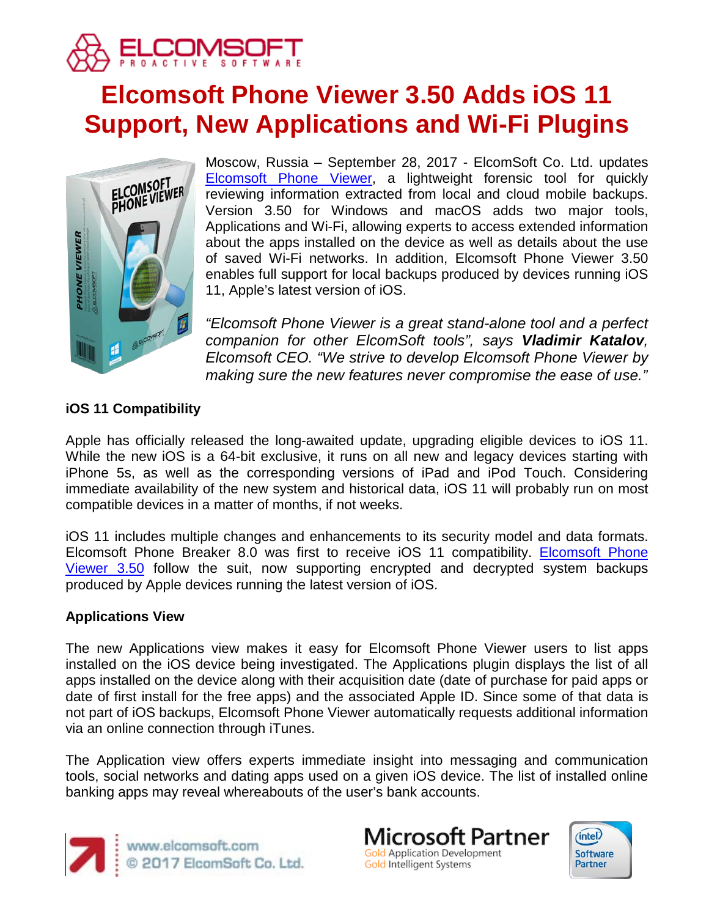# Elcomsoft Phone Viewer 3.50 Adds iOS 11 Support, New Applications and Wi-Fi Plugins

Moscow, Russia – September 28, 2017 - ElcomSoft Co. Ltd. updates [Elcomsoft Phone Viewer](), a lightweight forensic tool for quickly reviewing information extracted from local and cloud mobile backups. Version 3.50 for Windows and macOS adds two major tools, Applications and Wi-Fi, allowing experts to access extended information about the apps installed on the device as well as details about the use of saved Wi-Fi networks. In addition, Elcomsoft Phone Viewer 3.50 enables full support for local backups produced by devices running iOS 11, Apple's latest version of iOS.

*"Elcomsoft Phone Viewer is a great stand-alone tool and a perfect companion for other ElcomSoft tools", says **Vladimir Katalov**, Elcomsoft CEO. "We strive to develop Elcomsoft Phone Viewer by making sure the new features never compromise the ease of use."*

**iOS 11 Compatibility**

Apple has officially released the long-awaited update, upgrading eligible devices to iOS 11. While the new iOS is a 64-bit exclusive, it runs on all new and legacy devices starting with iPhone 5s, as well as the corresponding versions of iPad and iPod Touch. Considering immediate availability of the new system and historical data, iOS 11 will probably run on most compatible devices in a matter of months, if not weeks.

iOS 11 includes multiple changes and enhancements to its security model and data formats. Elcomsoft Phone Breaker 8.0 was first to receive iOS 11 compatibility. [Elcomsoft Phone Viewer 3.50]() follow the suit, now supporting encrypted and decrypted system backups produced by Apple devices running the latest version of iOS.

**Applications View**

The new Applications view makes it easy for Elcomsoft Phone Viewer users to list apps installed on the iOS device being investigated. The Applications plugin displays the list of all apps installed on the device along with their acquisition date (date of purchase for paid apps or date of first install for the free apps) and the associated Apple ID. Since some of that data is not part of iOS backups, Elcomsoft Phone Viewer automatically requests additional information via an online connection through iTunes.

The Application view offers experts immediate insight into messaging and communication tools, social networks and dating apps used on a given iOS device. The list of installed online banking apps may reveal whereabouts of the user's bank accounts.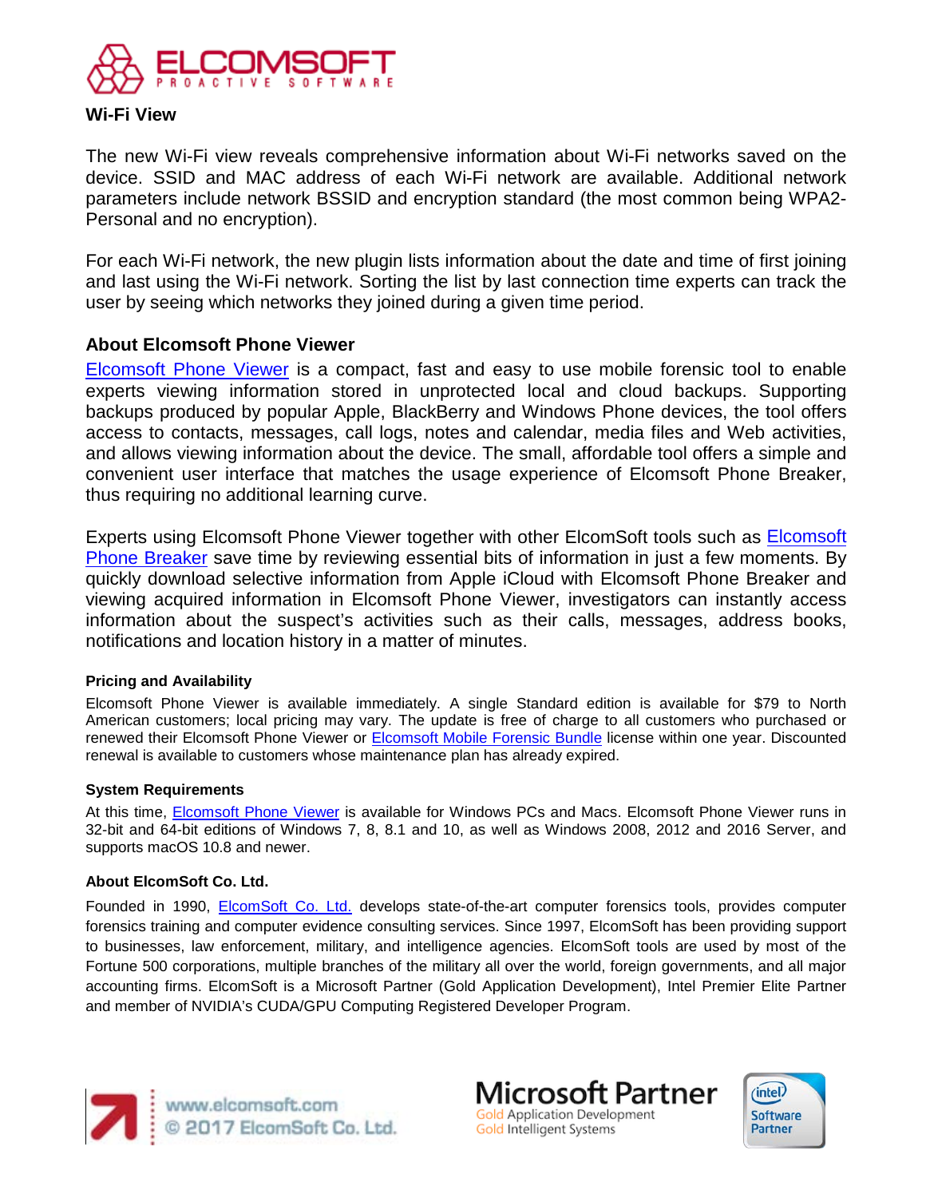### Wi-Fi View

The new Wi-Fi view reveals comprehensive information about Wi-Fi networks saved on the device. SSID and MAC address of each Wi-Fi network are available. Additional network parameters include network BSSID and encryption standard (the most common being WPA2-Personal and no encryption).

For each Wi-Fi network, the new plugin lists information about the date and time of first joining and last using the Wi-Fi network. Sorting the list by last connection time experts can track the user by seeing which networks they joined during a given time period.

### About Elcomsoft Phone Viewer

Elcomsoft Phone Viewer is a compact, fast and easy to use mobile forensic tool to enable experts viewing information stored in unprotected local and cloud backups. Supporting backups produced by popular Apple, BlackBerry and Windows Phone devices, the tool offers access to contacts, messages, call logs, notes and calendar, media files and Web activities, and allows viewing information about the device. The small, affordable tool offers a simple and convenient user interface that matches the usage experience of Elcomsoft Phone Breaker, thus requiring no additional learning curve.

Experts using Elcomsoft Phone Viewer together with other ElcomSoft tools such as Elcomsoft Phone Breaker save time by reviewing essential bits of information in just a few moments. By quickly download selective information from Apple iCloud with Elcomsoft Phone Breaker and viewing acquired information in Elcomsoft Phone Viewer, investigators can instantly access information about the suspect's activities such as their calls, messages, address books, notifications and location history in a matter of minutes.

#### Pricing and Availability

Elcomsoft Phone Viewer is available immediately. A single Standard edition is available for $79 to North American customers; local pricing may vary. The update is free of charge to all customers who purchased or renewed their Elcomsoft Phone Viewer or Elcomsoft Mobile Forensic Bundle license within one year. Discounted renewal is available to customers whose maintenance plan has already expired.

#### System Requirements

At this time, Elcomsoft Phone Viewer is available for Windows PCs and Macs. Elcomsoft Phone Viewer runs in 32-bit and 64-bit editions of Windows 7, 8, 8.1 and 10, as well as Windows 2008, 2012 and 2016 Server, and supports macOS 10.8 and newer.

#### About ElcomSoft Co. Ltd.

Founded in 1990, ElcomSoft Co. Ltd. develops state-of-the-art computer forensics tools, provides computer forensics training and computer evidence consulting services. Since 1997, ElcomSoft has been providing support to businesses, law enforcement, military, and intelligence agencies. ElcomSoft tools are used by most of the Fortune 500 corporations, multiple branches of the military all over the world, foreign governments, and all major accounting firms. ElcomSoft is a Microsoft Partner (Gold Application Development), Intel Premier Elite Partner and member of NVIDIA's CUDA/GPU Computing Registered Developer Program.